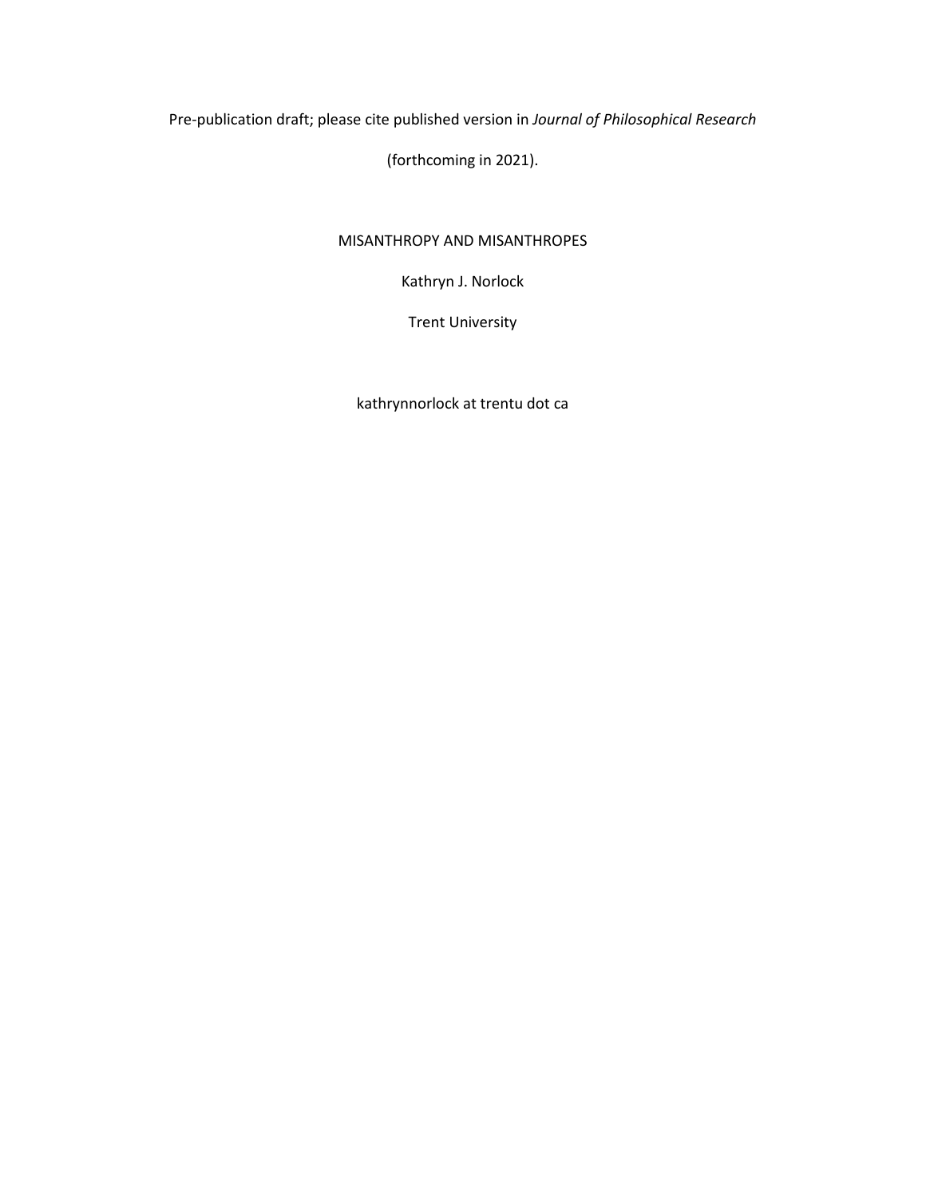Pre-publication draft; please cite published version in *Journal of Philosophical Research*

(forthcoming in 2021).

# MISANTHROPY AND MISANTHROPES

Kathryn J. Norlock

Trent University

kathrynnorlock at trentu dot ca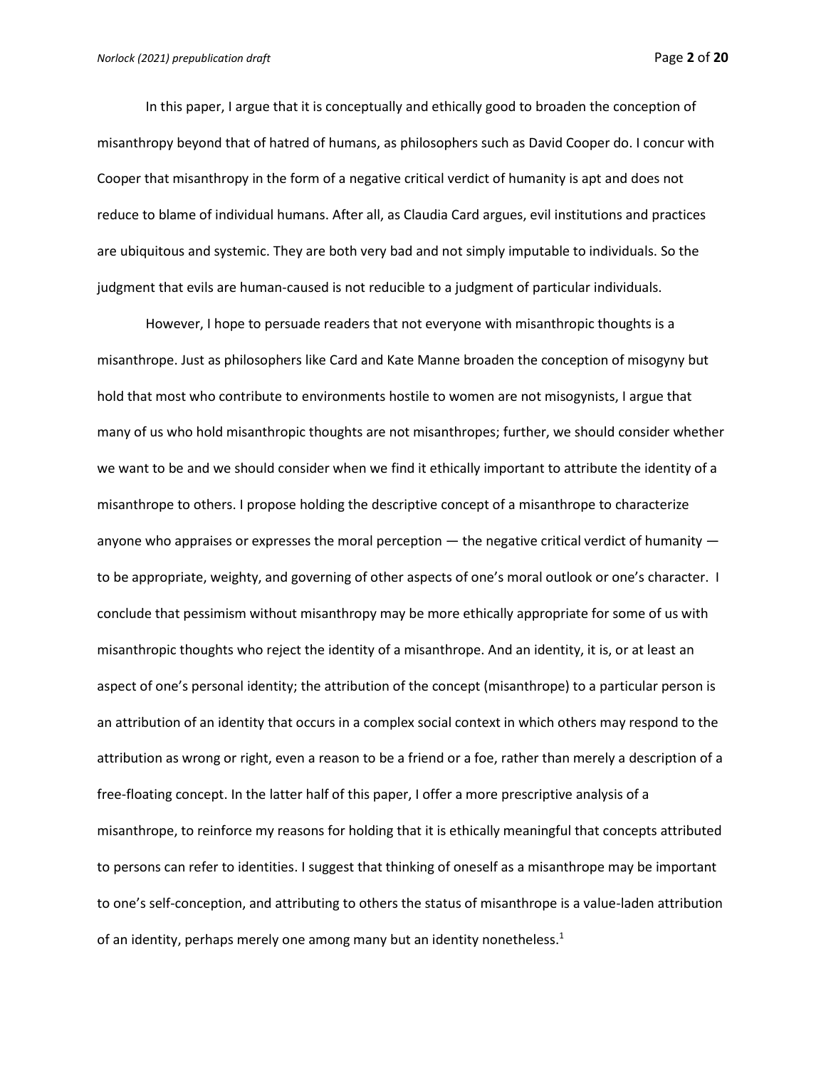In this paper, I argue that it is conceptually and ethically good to broaden the conception of misanthropy beyond that of hatred of humans, as philosophers such as David Cooper do. I concur with Cooper that misanthropy in the form of a negative critical verdict of humanity is apt and does not reduce to blame of individual humans. After all, as Claudia Card argues, evil institutions and practices are ubiquitous and systemic. They are both very bad and not simply imputable to individuals. So the judgment that evils are human-caused is not reducible to a judgment of particular individuals.

However, I hope to persuade readers that not everyone with misanthropic thoughts is a misanthrope. Just as philosophers like Card and Kate Manne broaden the conception of misogyny but hold that most who contribute to environments hostile to women are not misogynists, I argue that many of us who hold misanthropic thoughts are not misanthropes; further, we should consider whether we want to be and we should consider when we find it ethically important to attribute the identity of a misanthrope to others. I propose holding the descriptive concept of a misanthrope to characterize anyone who appraises or expresses the moral perception — the negative critical verdict of humanity — to be appropriate, weighty, and governing of other aspects of one's moral outlook or one's character. I conclude that pessimism without misanthropy may be more ethically appropriate for some of us with misanthropic thoughts who reject the identity of a misanthrope. And an identity, it is, or at least an aspect of one's personal identity; the attribution of the concept (misanthrope) to a particular person is an attribution of an identity that occurs in a complex social context in which others may respond to the attribution as wrong or right, even a reason to be a friend or a foe, rather than merely a description of a free-floating concept. In the latter half of this paper, I offer a more prescriptive analysis of a misanthrope, to reinforce my reasons for holding that it is ethically meaningful that concepts attributed to persons can refer to identities. I suggest that thinking of oneself as a misanthrope may be important to one's self-conception, and attributing to others the status of misanthrope is a value-laden attribution of an identity, perhaps merely one among many but an identity nonetheless.[1]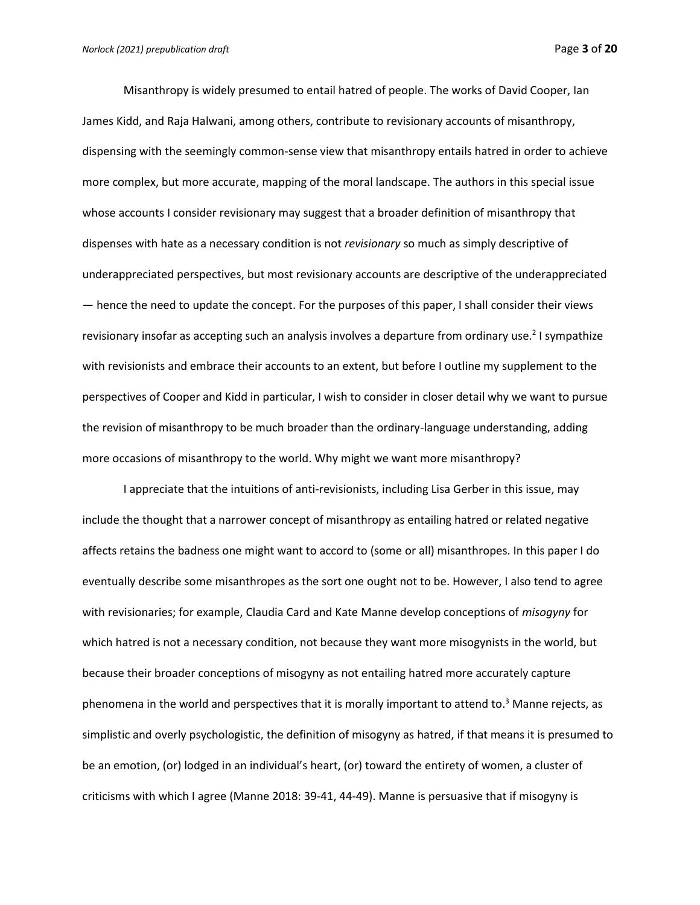Misanthropy is widely presumed to entail hatred of people. The works of David Cooper, Ian James Kidd, and Raja Halwani, among others, contribute to revisionary accounts of misanthropy, dispensing with the seemingly common-sense view that misanthropy entails hatred in order to achieve more complex, but more accurate, mapping of the moral landscape. The authors in this special issue whose accounts I consider revisionary may suggest that a broader definition of misanthropy that dispenses with hate as a necessary condition is not *revisionary* so much as simply descriptive of underappreciated perspectives, but most revisionary accounts are descriptive of the underappreciated — hence the need to update the concept. For the purposes of this paper, I shall consider their views revisionary insofar as accepting such an analysis involves a departure from ordinary use.[2] I sympathize with revisionists and embrace their accounts to an extent, but before I outline my supplement to the perspectives of Cooper and Kidd in particular, I wish to consider in closer detail why we want to pursue the revision of misanthropy to be much broader than the ordinary-language understanding, adding more occasions of misanthropy to the world. Why might we want more misanthropy?

I appreciate that the intuitions of anti-revisionists, including Lisa Gerber in this issue, may include the thought that a narrower concept of misanthropy as entailing hatred or related negative affects retains the badness one might want to accord to (some or all) misanthropes. In this paper I do eventually describe some misanthropes as the sort one ought not to be. However, I also tend to agree with revisionaries; for example, Claudia Card and Kate Manne develop conceptions of *misogyny* for which hatred is not a necessary condition, not because they want more misogynists in the world, but because their broader conceptions of misogyny as not entailing hatred more accurately capture phenomena in the world and perspectives that it is morally important to attend to.[3] Manne rejects, as simplistic and overly psychologistic, the definition of misogyny as hatred, if that means it is presumed to be an emotion, (or) lodged in an individual's heart, (or) toward the entirety of women, a cluster of criticisms with which I agree (Manne 2018: 39-41, 44-49). Manne is persuasive that if misogyny is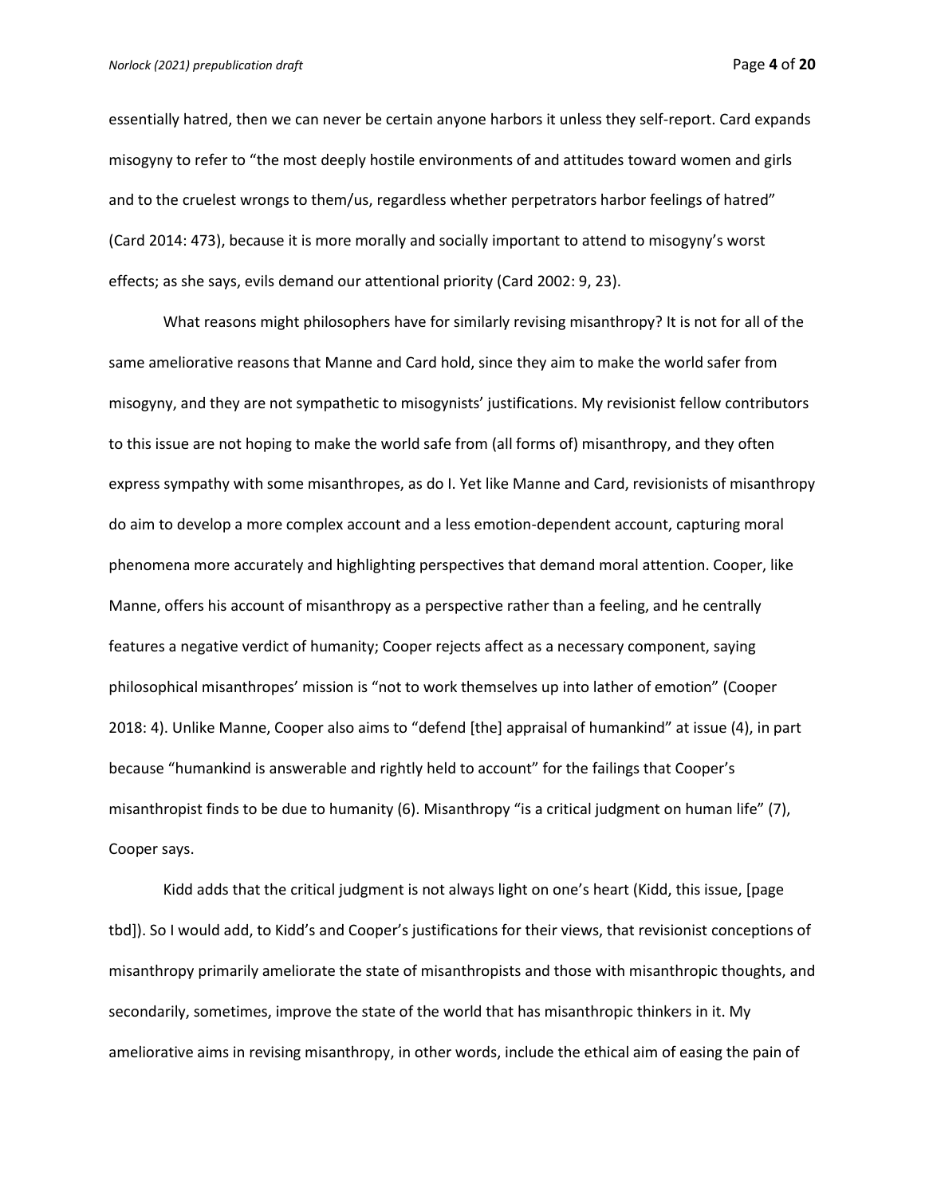essentially hatred, then we can never be certain anyone harbors it unless they self-report. Card expands misogyny to refer to "the most deeply hostile environments of and attitudes toward women and girls and to the cruelest wrongs to them/us, regardless whether perpetrators harbor feelings of hatred" (Card 2014: 473), because it is more morally and socially important to attend to misogyny's worst effects; as she says, evils demand our attentional priority (Card 2002: 9, 23).

What reasons might philosophers have for similarly revising misanthropy? It is not for all of the same ameliorative reasons that Manne and Card hold, since they aim to make the world safer from misogyny, and they are not sympathetic to misogynists' justifications. My revisionist fellow contributors to this issue are not hoping to make the world safe from (all forms of) misanthropy, and they often express sympathy with some misanthropes, as do I. Yet like Manne and Card, revisionists of misanthropy do aim to develop a more complex account and a less emotion-dependent account, capturing moral phenomena more accurately and highlighting perspectives that demand moral attention. Cooper, like Manne, offers his account of misanthropy as a perspective rather than a feeling, and he centrally features a negative verdict of humanity; Cooper rejects affect as a necessary component, saying philosophical misanthropes' mission is "not to work themselves up into lather of emotion" (Cooper 2018: 4). Unlike Manne, Cooper also aims to "defend [the] appraisal of humankind" at issue (4), in part because "humankind is answerable and rightly held to account" for the failings that Cooper's misanthropist finds to be due to humanity (6). Misanthropy "is a critical judgment on human life" (7), Cooper says.

Kidd adds that the critical judgment is not always light on one's heart (Kidd, this issue, [page tbd]). So I would add, to Kidd's and Cooper's justifications for their views, that revisionist conceptions of misanthropy primarily ameliorate the state of misanthropists and those with misanthropic thoughts, and secondarily, sometimes, improve the state of the world that has misanthropic thinkers in it. My ameliorative aims in revising misanthropy, in other words, include the ethical aim of easing the pain of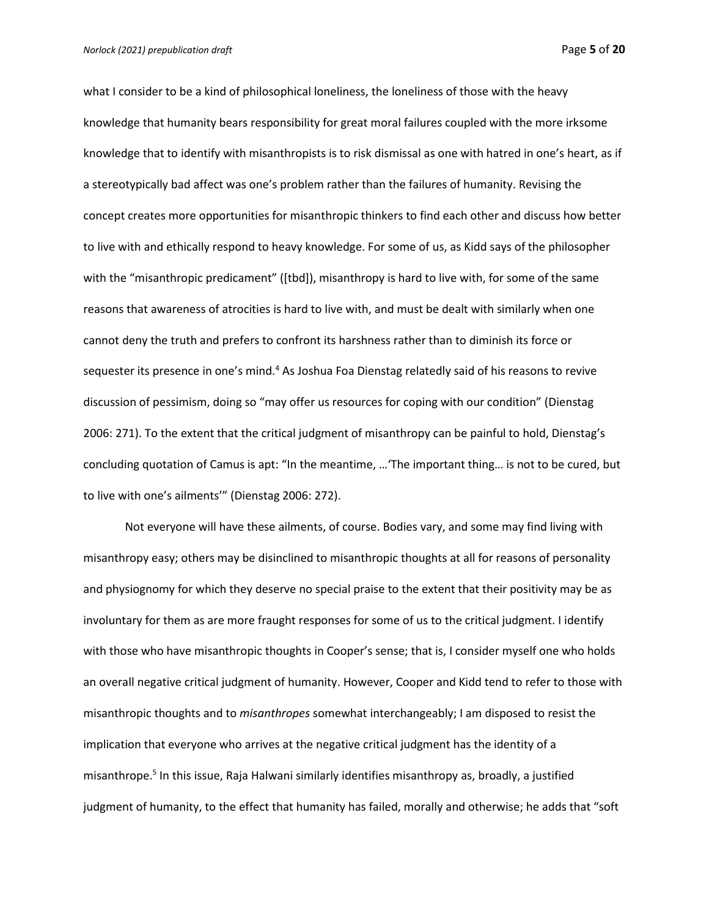what I consider to be a kind of philosophical loneliness, the loneliness of those with the heavy knowledge that humanity bears responsibility for great moral failures coupled with the more irksome knowledge that to identify with misanthropists is to risk dismissal as one with hatred in one's heart, as if a stereotypically bad affect was one's problem rather than the failures of humanity. Revising the concept creates more opportunities for misanthropic thinkers to find each other and discuss how better to live with and ethically respond to heavy knowledge. For some of us, as Kidd says of the philosopher with the "misanthropic predicament" ([tbd]), misanthropy is hard to live with, for some of the same reasons that awareness of atrocities is hard to live with, and must be dealt with similarly when one cannot deny the truth and prefers to confront its harshness rather than to diminish its force or sequester its presence in one's mind.[4] As Joshua Foa Dienstag relatedly said of his reasons to revive discussion of pessimism, doing so "may offer us resources for coping with our condition" (Dienstag 2006: 271). To the extent that the critical judgment of misanthropy can be painful to hold, Dienstag's concluding quotation of Camus is apt: "In the meantime, …'The important thing… is not to be cured, but to live with one's ailments'" (Dienstag 2006: 272).

Not everyone will have these ailments, of course. Bodies vary, and some may find living with misanthropy easy; others may be disinclined to misanthropic thoughts at all for reasons of personality and physiognomy for which they deserve no special praise to the extent that their positivity may be as involuntary for them as are more fraught responses for some of us to the critical judgment. I identify with those who have misanthropic thoughts in Cooper's sense; that is, I consider myself one who holds an overall negative critical judgment of humanity. However, Cooper and Kidd tend to refer to those with misanthropic thoughts and to *misanthropes* somewhat interchangeably; I am disposed to resist the implication that everyone who arrives at the negative critical judgment has the identity of a misanthrope.[5] In this issue, Raja Halwani similarly identifies misanthropy as, broadly, a justified judgment of humanity, to the effect that humanity has failed, morally and otherwise; he adds that "soft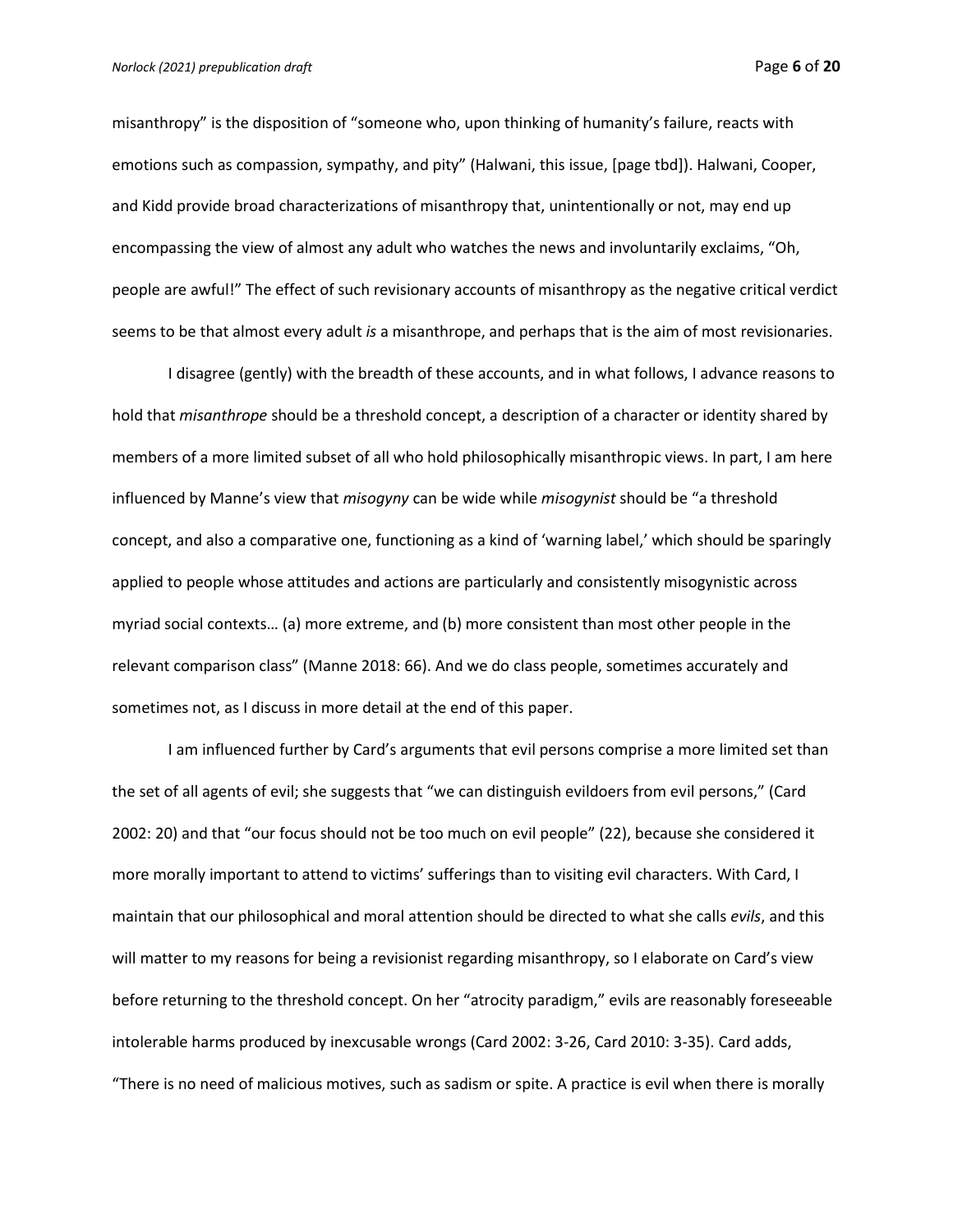misanthropy" is the disposition of "someone who, upon thinking of humanity's failure, reacts with emotions such as compassion, sympathy, and pity" (Halwani, this issue, [page tbd]). Halwani, Cooper, and Kidd provide broad characterizations of misanthropy that, unintentionally or not, may end up encompassing the view of almost any adult who watches the news and involuntarily exclaims, "Oh, people are awful!" The effect of such revisionary accounts of misanthropy as the negative critical verdict seems to be that almost every adult *is* a misanthrope, and perhaps that is the aim of most revisionaries.

I disagree (gently) with the breadth of these accounts, and in what follows, I advance reasons to hold that *misanthrope* should be a threshold concept, a description of a character or identity shared by members of a more limited subset of all who hold philosophically misanthropic views. In part, I am here influenced by Manne's view that *misogyny* can be wide while *misogynist* should be "a threshold concept, and also a comparative one, functioning as a kind of 'warning label,' which should be sparingly applied to people whose attitudes and actions are particularly and consistently misogynistic across myriad social contexts… (a) more extreme, and (b) more consistent than most other people in the relevant comparison class" (Manne 2018: 66). And we do class people, sometimes accurately and sometimes not, as I discuss in more detail at the end of this paper.

I am influenced further by Card's arguments that evil persons comprise a more limited set than the set of all agents of evil; she suggests that "we can distinguish evildoers from evil persons," (Card 2002: 20) and that "our focus should not be too much on evil people" (22), because she considered it more morally important to attend to victims' sufferings than to visiting evil characters. With Card, I maintain that our philosophical and moral attention should be directed to what she calls *evils*, and this will matter to my reasons for being a revisionist regarding misanthropy, so I elaborate on Card's view before returning to the threshold concept. On her "atrocity paradigm," evils are reasonably foreseeable intolerable harms produced by inexcusable wrongs (Card 2002: 3-26, Card 2010: 3-35). Card adds, "There is no need of malicious motives, such as sadism or spite. A practice is evil when there is morally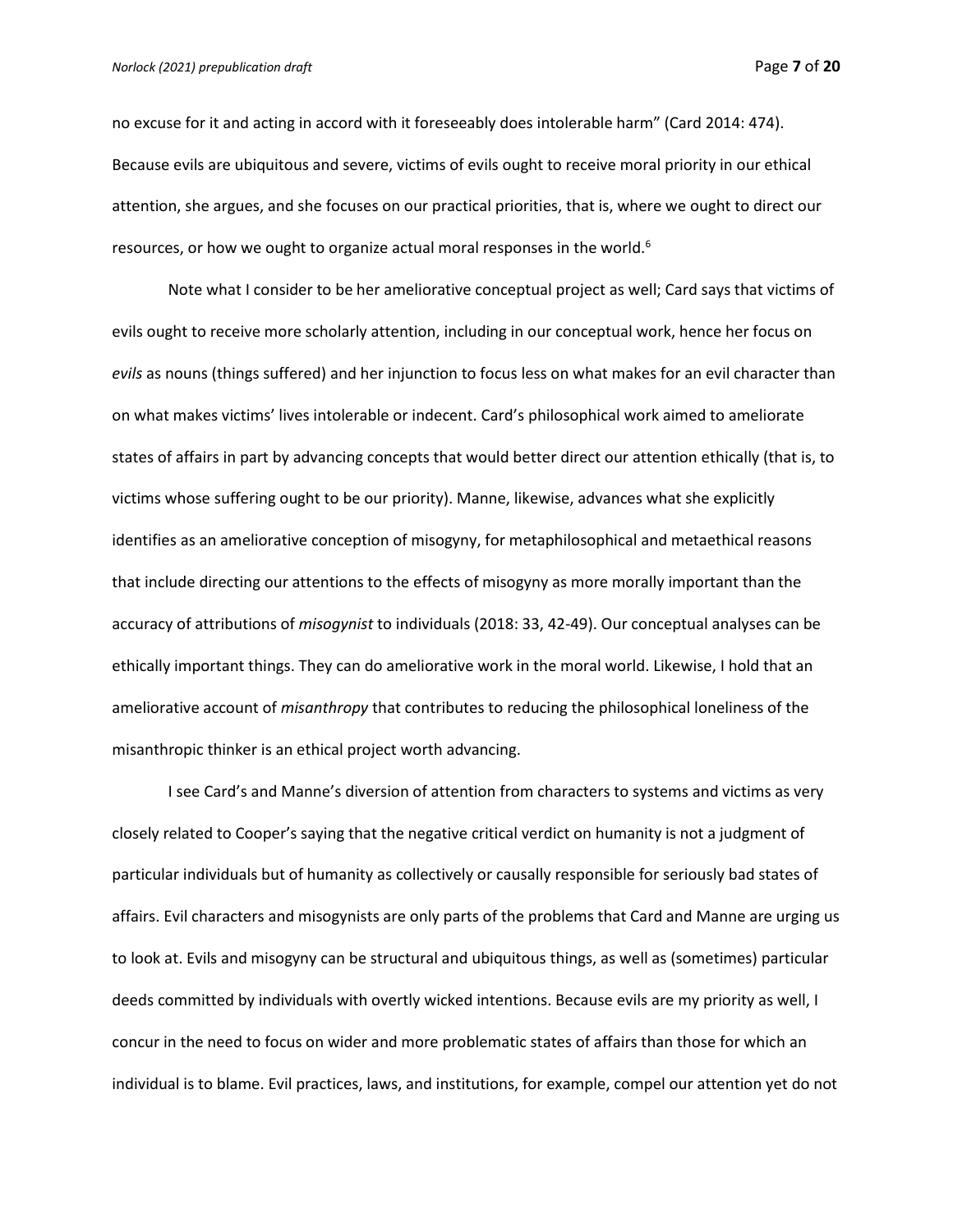no excuse for it and acting in accord with it foreseeably does intolerable harm" (Card 2014: 474). Because evils are ubiquitous and severe, victims of evils ought to receive moral priority in our ethical attention, she argues, and she focuses on our practical priorities, that is, where we ought to direct our resources, or how we ought to organize actual moral responses in the world.[6]

Note what I consider to be her ameliorative conceptual project as well; Card says that victims of evils ought to receive more scholarly attention, including in our conceptual work, hence her focus on *evils* as nouns (things suffered) and her injunction to focus less on what makes for an evil character than on what makes victims' lives intolerable or indecent. Card's philosophical work aimed to ameliorate states of affairs in part by advancing concepts that would better direct our attention ethically (that is, to victims whose suffering ought to be our priority). Manne, likewise, advances what she explicitly identifies as an ameliorative conception of misogyny, for metaphilosophical and metaethical reasons that include directing our attentions to the effects of misogyny as more morally important than the accuracy of attributions of *misogynist* to individuals (2018: 33, 42-49). Our conceptual analyses can be ethically important things. They can do ameliorative work in the moral world. Likewise, I hold that an ameliorative account of *misanthropy* that contributes to reducing the philosophical loneliness of the misanthropic thinker is an ethical project worth advancing.

I see Card's and Manne's diversion of attention from characters to systems and victims as very closely related to Cooper's saying that the negative critical verdict on humanity is not a judgment of particular individuals but of humanity as collectively or causally responsible for seriously bad states of affairs. Evil characters and misogynists are only parts of the problems that Card and Manne are urging us to look at. Evils and misogyny can be structural and ubiquitous things, as well as (sometimes) particular deeds committed by individuals with overtly wicked intentions. Because evils are my priority as well, I concur in the need to focus on wider and more problematic states of affairs than those for which an individual is to blame. Evil practices, laws, and institutions, for example, compel our attention yet do not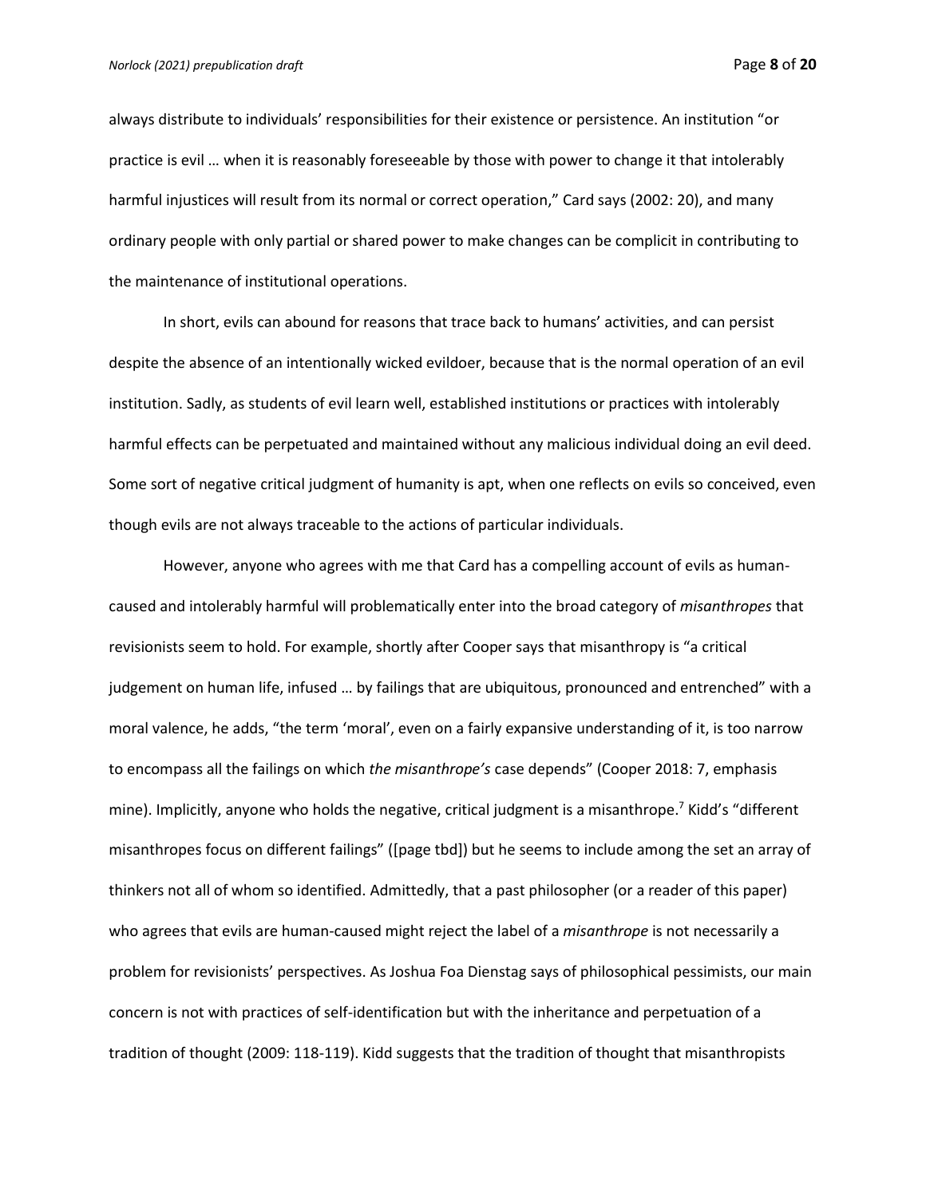always distribute to individuals' responsibilities for their existence or persistence. An institution "or practice is evil … when it is reasonably foreseeable by those with power to change it that intolerably harmful injustices will result from its normal or correct operation," Card says (2002: 20), and many ordinary people with only partial or shared power to make changes can be complicit in contributing to the maintenance of institutional operations.

In short, evils can abound for reasons that trace back to humans' activities, and can persist despite the absence of an intentionally wicked evildoer, because that is the normal operation of an evil institution. Sadly, as students of evil learn well, established institutions or practices with intolerably harmful effects can be perpetuated and maintained without any malicious individual doing an evil deed. Some sort of negative critical judgment of humanity is apt, when one reflects on evils so conceived, even though evils are not always traceable to the actions of particular individuals.

However, anyone who agrees with me that Card has a compelling account of evils as human-caused and intolerably harmful will problematically enter into the broad category of *misanthropes* that revisionists seem to hold. For example, shortly after Cooper says that misanthropy is "a critical judgement on human life, infused … by failings that are ubiquitous, pronounced and entrenched" with a moral valence, he adds, "the term 'moral', even on a fairly expansive understanding of it, is too narrow to encompass all the failings on which *the misanthrope's* case depends" (Cooper 2018: 7, emphasis mine). Implicitly, anyone who holds the negative, critical judgment is a misanthrope.[7] Kidd's "different misanthropes focus on different failings" ([page tbd]) but he seems to include among the set an array of thinkers not all of whom so identified. Admittedly, that a past philosopher (or a reader of this paper) who agrees that evils are human-caused might reject the label of a *misanthrope* is not necessarily a problem for revisionists' perspectives. As Joshua Foa Dienstag says of philosophical pessimists, our main concern is not with practices of self-identification but with the inheritance and perpetuation of a tradition of thought (2009: 118-119). Kidd suggests that the tradition of thought that misanthropists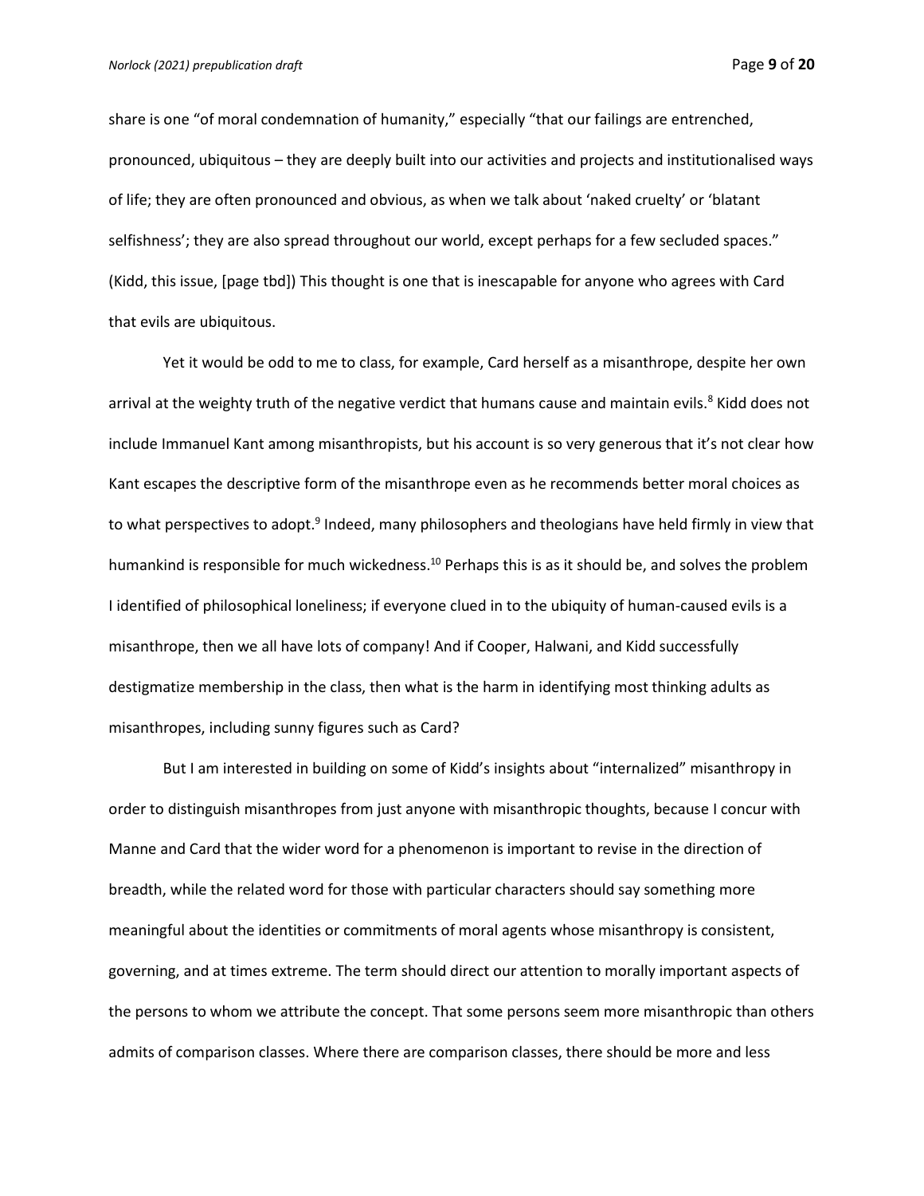share is one "of moral condemnation of humanity," especially "that our failings are entrenched, pronounced, ubiquitous – they are deeply built into our activities and projects and institutionalised ways of life; they are often pronounced and obvious, as when we talk about 'naked cruelty' or 'blatant selfishness'; they are also spread throughout our world, except perhaps for a few secluded spaces." (Kidd, this issue, [page tbd]) This thought is one that is inescapable for anyone who agrees with Card that evils are ubiquitous.

Yet it would be odd to me to class, for example, Card herself as a misanthrope, despite her own arrival at the weighty truth of the negative verdict that humans cause and maintain evils.[8] Kidd does not include Immanuel Kant among misanthropists, but his account is so very generous that it's not clear how Kant escapes the descriptive form of the misanthrope even as he recommends better moral choices as to what perspectives to adopt.[9] Indeed, many philosophers and theologians have held firmly in view that humankind is responsible for much wickedness.[10] Perhaps this is as it should be, and solves the problem I identified of philosophical loneliness; if everyone clued in to the ubiquity of human-caused evils is a misanthrope, then we all have lots of company! And if Cooper, Halwani, and Kidd successfully destigmatize membership in the class, then what is the harm in identifying most thinking adults as misanthropes, including sunny figures such as Card?

But I am interested in building on some of Kidd's insights about "internalized" misanthropy in order to distinguish misanthropes from just anyone with misanthropic thoughts, because I concur with Manne and Card that the wider word for a phenomenon is important to revise in the direction of breadth, while the related word for those with particular characters should say something more meaningful about the identities or commitments of moral agents whose misanthropy is consistent, governing, and at times extreme. The term should direct our attention to morally important aspects of the persons to whom we attribute the concept. That some persons seem more misanthropic than others admits of comparison classes. Where there are comparison classes, there should be more and less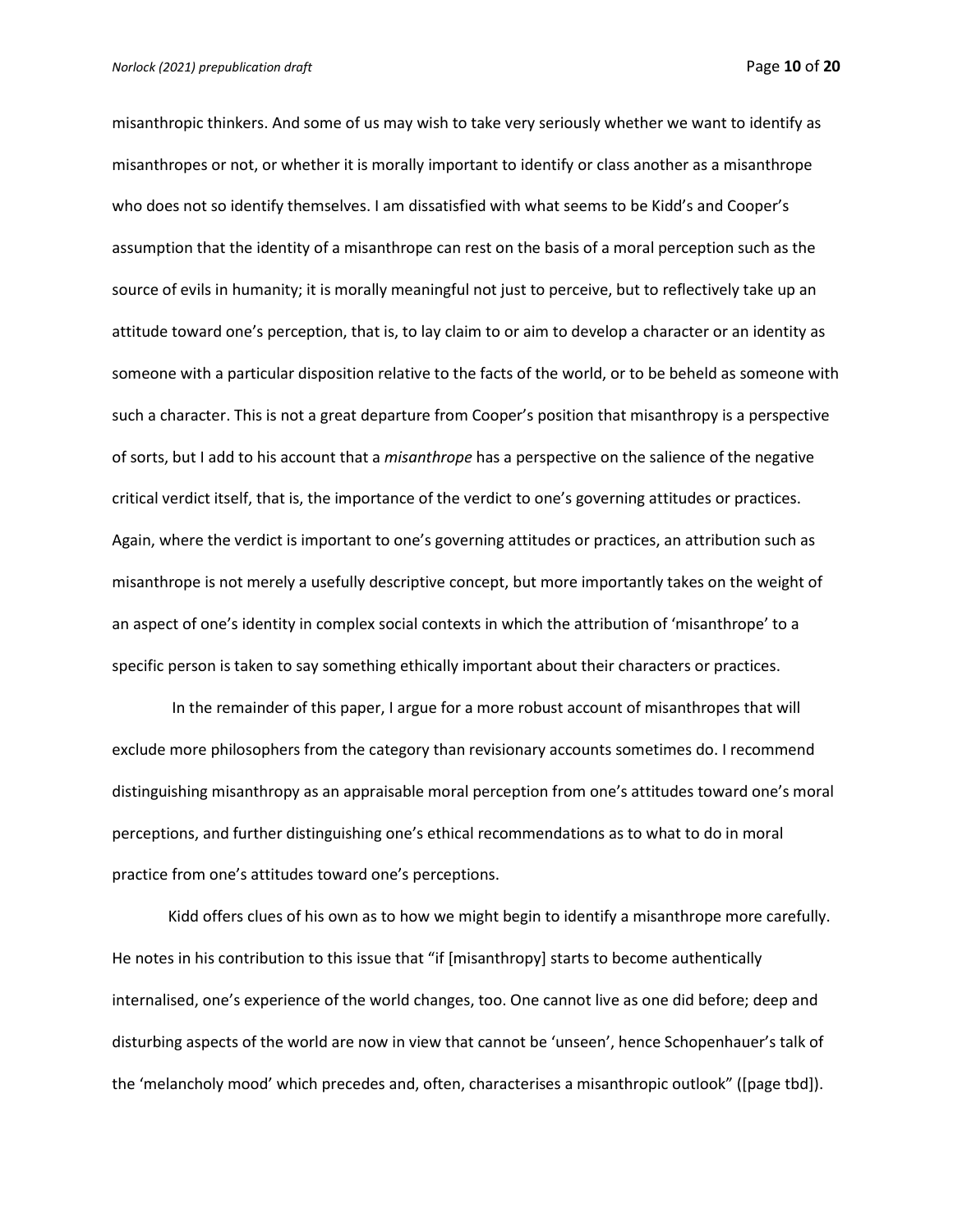misanthropic thinkers. And some of us may wish to take very seriously whether we want to identify as misanthropes or not, or whether it is morally important to identify or class another as a misanthrope who does not so identify themselves. I am dissatisfied with what seems to be Kidd's and Cooper's assumption that the identity of a misanthrope can rest on the basis of a moral perception such as the source of evils in humanity; it is morally meaningful not just to perceive, but to reflectively take up an attitude toward one's perception, that is, to lay claim to or aim to develop a character or an identity as someone with a particular disposition relative to the facts of the world, or to be beheld as someone with such a character. This is not a great departure from Cooper's position that misanthropy is a perspective of sorts, but I add to his account that a *misanthrope* has a perspective on the salience of the negative critical verdict itself, that is, the importance of the verdict to one's governing attitudes or practices. Again, where the verdict is important to one's governing attitudes or practices, an attribution such as misanthrope is not merely a usefully descriptive concept, but more importantly takes on the weight of an aspect of one's identity in complex social contexts in which the attribution of 'misanthrope' to a specific person is taken to say something ethically important about their characters or practices.

In the remainder of this paper, I argue for a more robust account of misanthropes that will exclude more philosophers from the category than revisionary accounts sometimes do. I recommend distinguishing misanthropy as an appraisable moral perception from one's attitudes toward one's moral perceptions, and further distinguishing one's ethical recommendations as to what to do in moral practice from one's attitudes toward one's perceptions.

Kidd offers clues of his own as to how we might begin to identify a misanthrope more carefully. He notes in his contribution to this issue that "if [misanthropy] starts to become authentically internalised, one's experience of the world changes, too. One cannot live as one did before; deep and disturbing aspects of the world are now in view that cannot be 'unseen', hence Schopenhauer's talk of the 'melancholy mood' which precedes and, often, characterises a misanthropic outlook" ([page tbd]).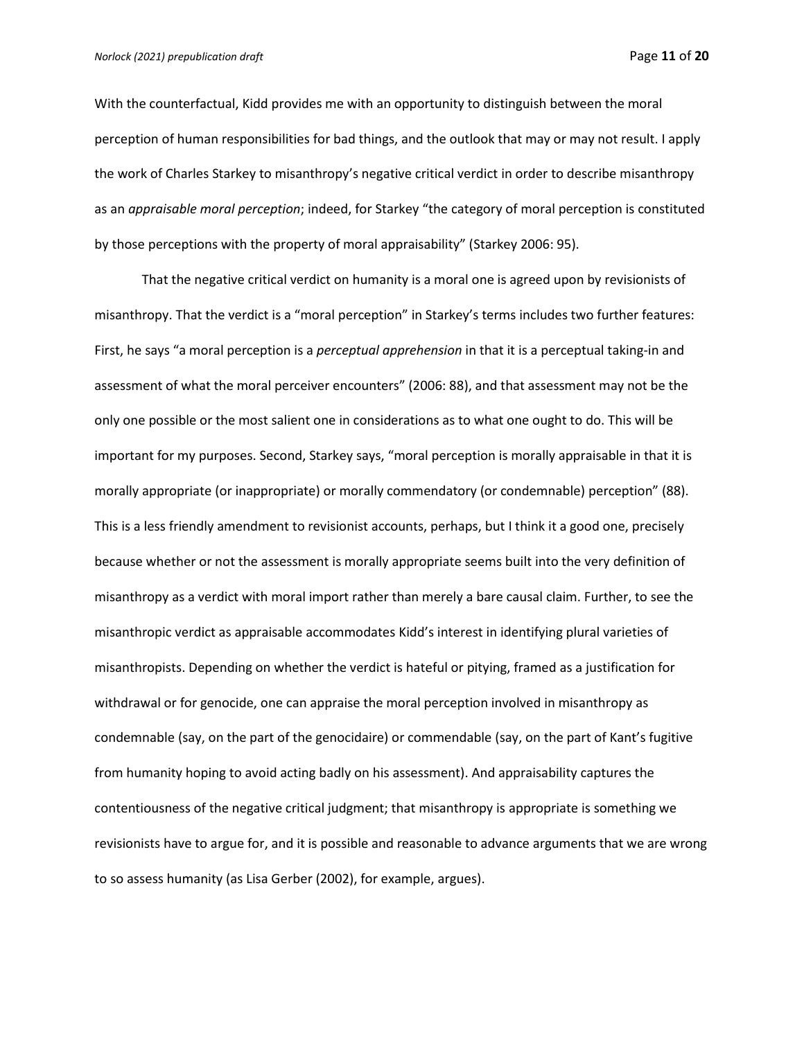With the counterfactual, Kidd provides me with an opportunity to distinguish between the moral perception of human responsibilities for bad things, and the outlook that may or may not result. I apply the work of Charles Starkey to misanthropy's negative critical verdict in order to describe misanthropy as an *appraisable moral perception*; indeed, for Starkey "the category of moral perception is constituted by those perceptions with the property of moral appraisability" (Starkey 2006: 95).

That the negative critical verdict on humanity is a moral one is agreed upon by revisionists of misanthropy. That the verdict is a "moral perception" in Starkey's terms includes two further features: First, he says "a moral perception is a *perceptual apprehension* in that it is a perceptual taking-in and assessment of what the moral perceiver encounters" (2006: 88), and that assessment may not be the only one possible or the most salient one in considerations as to what one ought to do. This will be important for my purposes. Second, Starkey says, "moral perception is morally appraisable in that it is morally appropriate (or inappropriate) or morally commendatory (or condemnable) perception" (88). This is a less friendly amendment to revisionist accounts, perhaps, but I think it a good one, precisely because whether or not the assessment is morally appropriate seems built into the very definition of misanthropy as a verdict with moral import rather than merely a bare causal claim. Further, to see the misanthropic verdict as appraisable accommodates Kidd's interest in identifying plural varieties of misanthropists. Depending on whether the verdict is hateful or pitying, framed as a justification for withdrawal or for genocide, one can appraise the moral perception involved in misanthropy as condemnable (say, on the part of the genocidaire) or commendable (say, on the part of Kant's fugitive from humanity hoping to avoid acting badly on his assessment). And appraisability captures the contentiousness of the negative critical judgment; that misanthropy is appropriate is something we revisionists have to argue for, and it is possible and reasonable to advance arguments that we are wrong to so assess humanity (as Lisa Gerber (2002), for example, argues).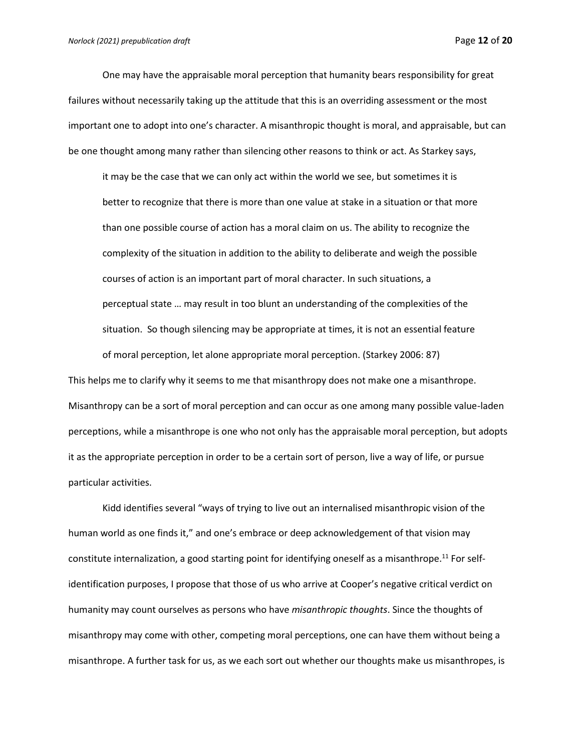One may have the appraisable moral perception that humanity bears responsibility for great failures without necessarily taking up the attitude that this is an overriding assessment or the most important one to adopt into one's character. A misanthropic thought is moral, and appraisable, but can be one thought among many rather than silencing other reasons to think or act. As Starkey says,

> it may be the case that we can only act within the world we see, but sometimes it is better to recognize that there is more than one value at stake in a situation or that more than one possible course of action has a moral claim on us. The ability to recognize the complexity of the situation in addition to the ability to deliberate and weigh the possible courses of action is an important part of moral character. In such situations, a perceptual state … may result in too blunt an understanding of the complexities of the situation. So though silencing may be appropriate at times, it is not an essential feature of moral perception, let alone appropriate moral perception. (Starkey 2006: 87)

This helps me to clarify why it seems to me that misanthropy does not make one a misanthrope. Misanthropy can be a sort of moral perception and can occur as one among many possible value-laden perceptions, while a misanthrope is one who not only has the appraisable moral perception, but adopts it as the appropriate perception in order to be a certain sort of person, live a way of life, or pursue particular activities.

Kidd identifies several "ways of trying to live out an internalised misanthropic vision of the human world as one finds it," and one's embrace or deep acknowledgement of that vision may constitute internalization, a good starting point for identifying oneself as a misanthrope.[11] For self-identification purposes, I propose that those of us who arrive at Cooper's negative critical verdict on humanity may count ourselves as persons who have *misanthropic thoughts*. Since the thoughts of misanthropy may come with other, competing moral perceptions, one can have them without being a misanthrope. A further task for us, as we each sort out whether our thoughts make us misanthropes, is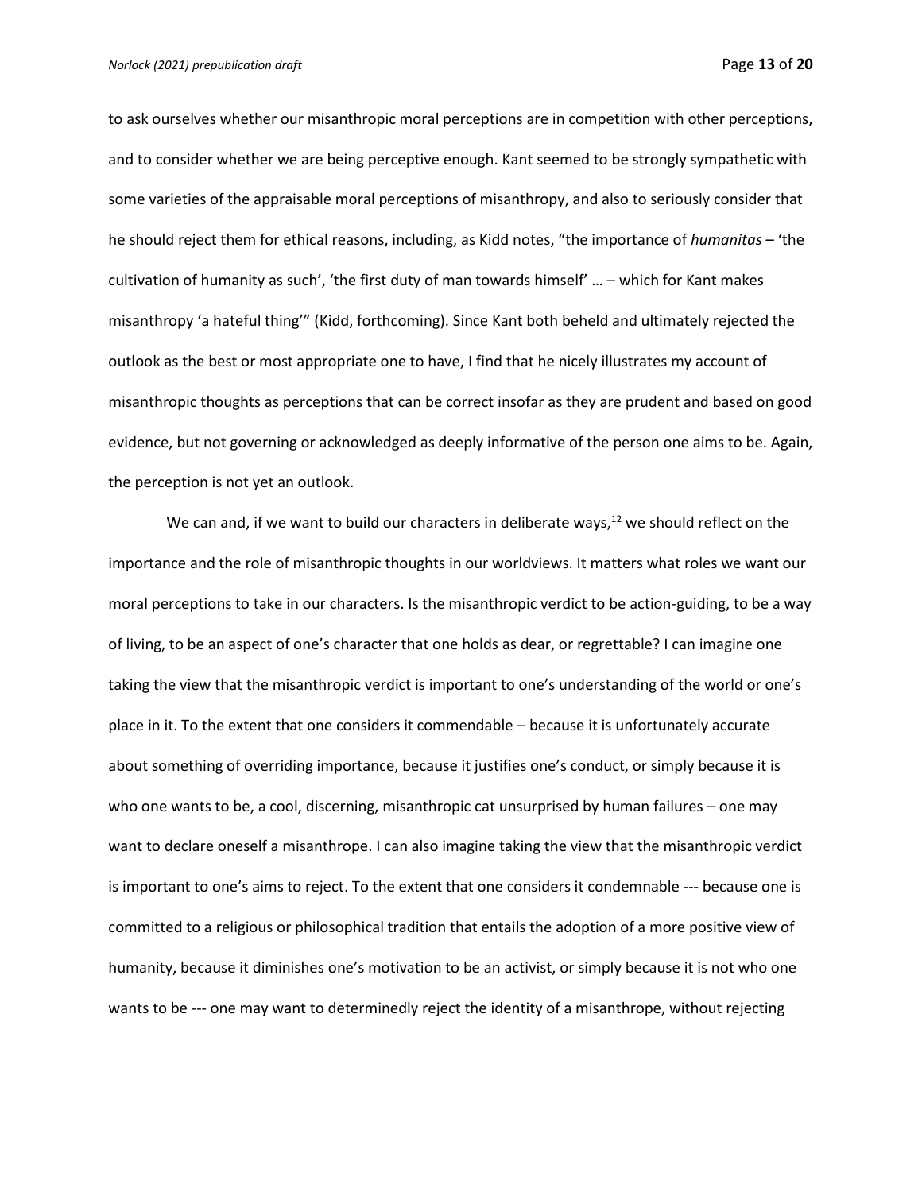to ask ourselves whether our misanthropic moral perceptions are in competition with other perceptions, and to consider whether we are being perceptive enough. Kant seemed to be strongly sympathetic with some varieties of the appraisable moral perceptions of misanthropy, and also to seriously consider that he should reject them for ethical reasons, including, as Kidd notes, "the importance of *humanitas* – 'the cultivation of humanity as such', 'the first duty of man towards himself' … – which for Kant makes misanthropy 'a hateful thing'" (Kidd, forthcoming). Since Kant both beheld and ultimately rejected the outlook as the best or most appropriate one to have, I find that he nicely illustrates my account of misanthropic thoughts as perceptions that can be correct insofar as they are prudent and based on good evidence, but not governing or acknowledged as deeply informative of the person one aims to be. Again, the perception is not yet an outlook.

We can and, if we want to build our characters in deliberate ways,[12] we should reflect on the importance and the role of misanthropic thoughts in our worldviews. It matters what roles we want our moral perceptions to take in our characters. Is the misanthropic verdict to be action-guiding, to be a way of living, to be an aspect of one's character that one holds as dear, or regrettable? I can imagine one taking the view that the misanthropic verdict is important to one's understanding of the world or one's place in it. To the extent that one considers it commendable – because it is unfortunately accurate about something of overriding importance, because it justifies one's conduct, or simply because it is who one wants to be, a cool, discerning, misanthropic cat unsurprised by human failures – one may want to declare oneself a misanthrope. I can also imagine taking the view that the misanthropic verdict is important to one's aims to reject. To the extent that one considers it condemnable --- because one is committed to a religious or philosophical tradition that entails the adoption of a more positive view of humanity, because it diminishes one's motivation to be an activist, or simply because it is not who one wants to be --- one may want to determinedly reject the identity of a misanthrope, without rejecting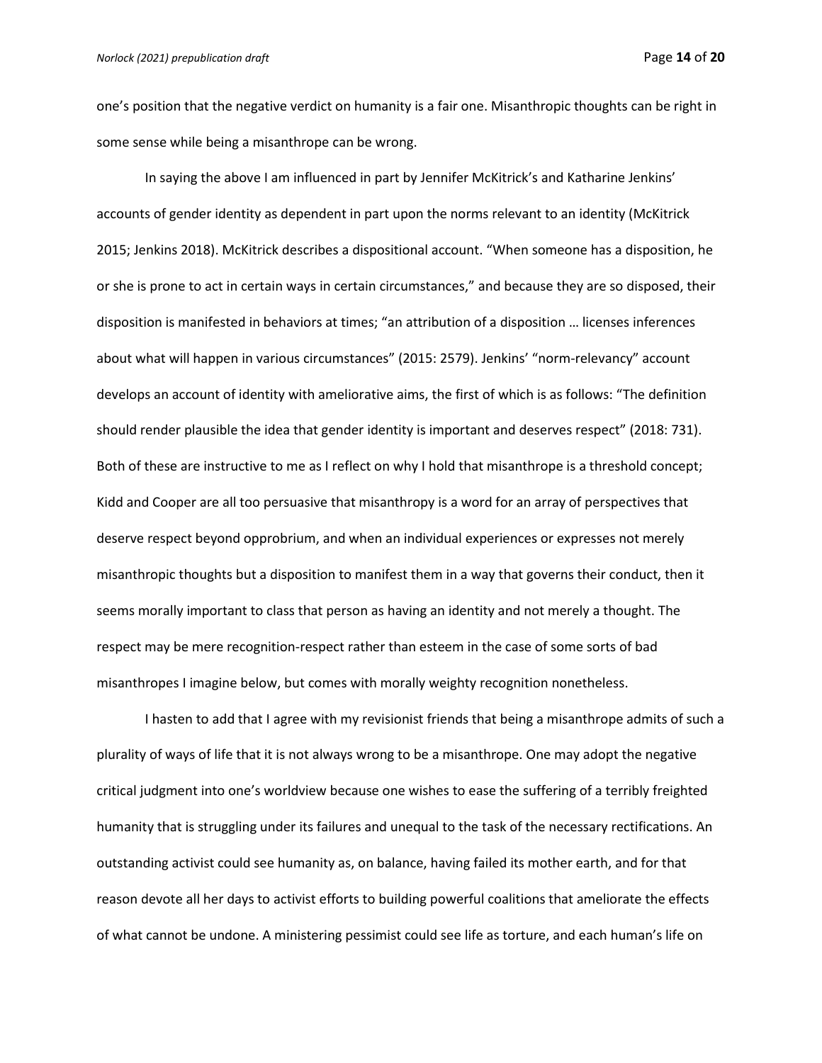one's position that the negative verdict on humanity is a fair one. Misanthropic thoughts can be right in some sense while being a misanthrope can be wrong.

In saying the above I am influenced in part by Jennifer McKitrick's and Katharine Jenkins' accounts of gender identity as dependent in part upon the norms relevant to an identity (McKitrick 2015; Jenkins 2018). McKitrick describes a dispositional account. "When someone has a disposition, he or she is prone to act in certain ways in certain circumstances," and because they are so disposed, their disposition is manifested in behaviors at times; "an attribution of a disposition … licenses inferences about what will happen in various circumstances" (2015: 2579). Jenkins' "norm-relevancy" account develops an account of identity with ameliorative aims, the first of which is as follows: "The definition should render plausible the idea that gender identity is important and deserves respect" (2018: 731). Both of these are instructive to me as I reflect on why I hold that misanthrope is a threshold concept; Kidd and Cooper are all too persuasive that misanthropy is a word for an array of perspectives that deserve respect beyond opprobrium, and when an individual experiences or expresses not merely misanthropic thoughts but a disposition to manifest them in a way that governs their conduct, then it seems morally important to class that person as having an identity and not merely a thought. The respect may be mere recognition-respect rather than esteem in the case of some sorts of bad misanthropes I imagine below, but comes with morally weighty recognition nonetheless.

I hasten to add that I agree with my revisionist friends that being a misanthrope admits of such a plurality of ways of life that it is not always wrong to be a misanthrope. One may adopt the negative critical judgment into one's worldview because one wishes to ease the suffering of a terribly freighted humanity that is struggling under its failures and unequal to the task of the necessary rectifications. An outstanding activist could see humanity as, on balance, having failed its mother earth, and for that reason devote all her days to activist efforts to building powerful coalitions that ameliorate the effects of what cannot be undone. A ministering pessimist could see life as torture, and each human's life on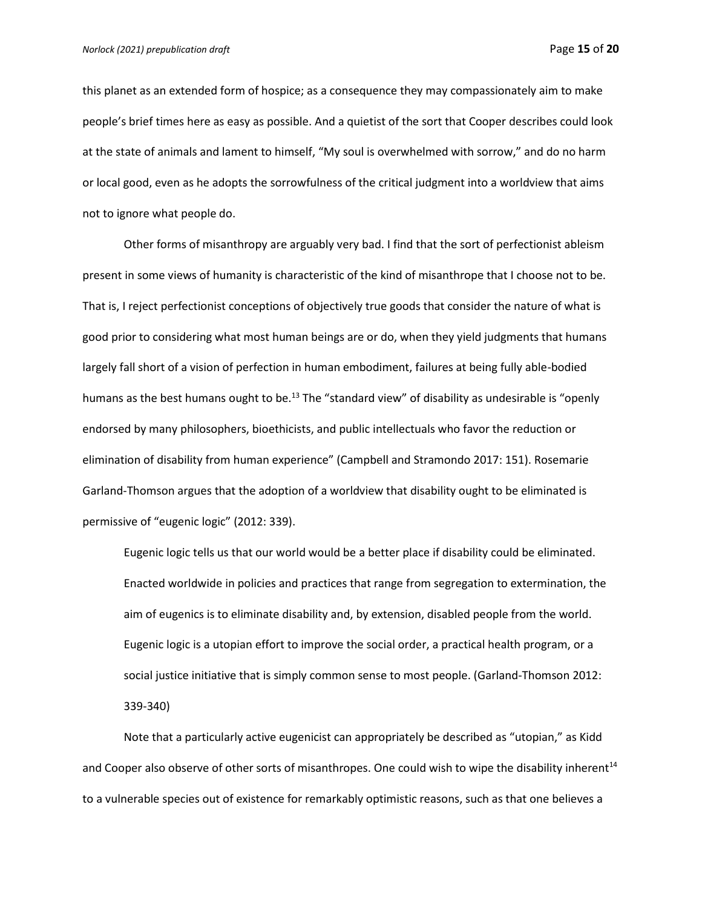this planet as an extended form of hospice; as a consequence they may compassionately aim to make people's brief times here as easy as possible. And a quietist of the sort that Cooper describes could look at the state of animals and lament to himself, "My soul is overwhelmed with sorrow," and do no harm or local good, even as he adopts the sorrowfulness of the critical judgment into a worldview that aims not to ignore what people do.

Other forms of misanthropy are arguably very bad. I find that the sort of perfectionist ableism present in some views of humanity is characteristic of the kind of misanthrope that I choose not to be. That is, I reject perfectionist conceptions of objectively true goods that consider the nature of what is good prior to considering what most human beings are or do, when they yield judgments that humans largely fall short of a vision of perfection in human embodiment, failures at being fully able-bodied humans as the best humans ought to be.[13] The "standard view" of disability as undesirable is "openly endorsed by many philosophers, bioethicists, and public intellectuals who favor the reduction or elimination of disability from human experience" (Campbell and Stramondo 2017: 151). Rosemarie Garland-Thomson argues that the adoption of a worldview that disability ought to be eliminated is permissive of "eugenic logic" (2012: 339).

> Eugenic logic tells us that our world would be a better place if disability could be eliminated. Enacted worldwide in policies and practices that range from segregation to extermination, the aim of eugenics is to eliminate disability and, by extension, disabled people from the world. Eugenic logic is a utopian effort to improve the social order, a practical health program, or a social justice initiative that is simply common sense to most people. (Garland-Thomson 2012: 339-340)

Note that a particularly active eugenicist can appropriately be described as "utopian," as Kidd and Cooper also observe of other sorts of misanthropes. One could wish to wipe the disability inherent[14] to a vulnerable species out of existence for remarkably optimistic reasons, such as that one believes a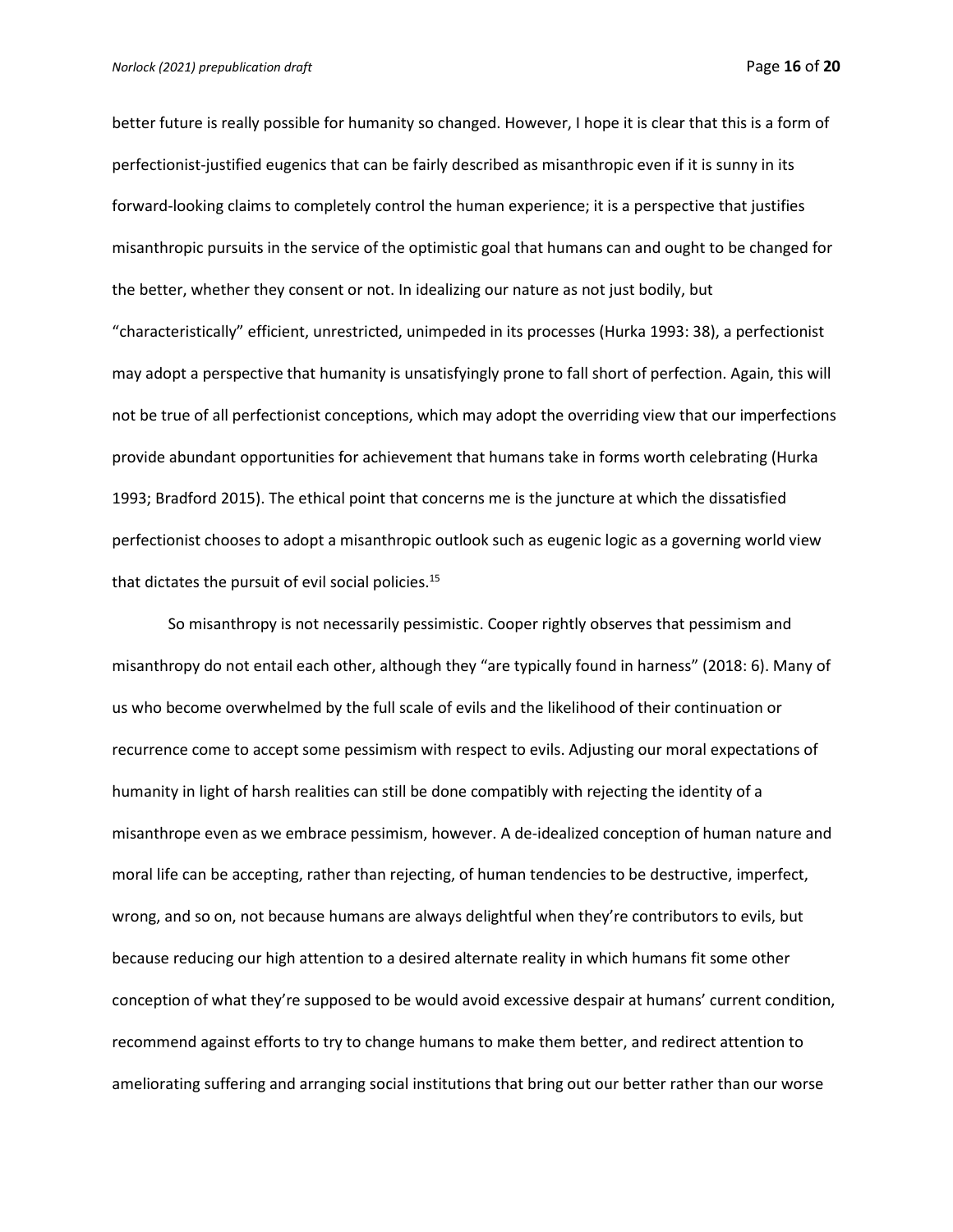better future is really possible for humanity so changed. However, I hope it is clear that this is a form of perfectionist-justified eugenics that can be fairly described as misanthropic even if it is sunny in its forward-looking claims to completely control the human experience; it is a perspective that justifies misanthropic pursuits in the service of the optimistic goal that humans can and ought to be changed for the better, whether they consent or not. In idealizing our nature as not just bodily, but "characteristically" efficient, unrestricted, unimpeded in its processes (Hurka 1993: 38), a perfectionist may adopt a perspective that humanity is unsatisfyingly prone to fall short of perfection. Again, this will not be true of all perfectionist conceptions, which may adopt the overriding view that our imperfections provide abundant opportunities for achievement that humans take in forms worth celebrating (Hurka 1993; Bradford 2015). The ethical point that concerns me is the juncture at which the dissatisfied perfectionist chooses to adopt a misanthropic outlook such as eugenic logic as a governing world view that dictates the pursuit of evil social policies.[15]

So misanthropy is not necessarily pessimistic. Cooper rightly observes that pessimism and misanthropy do not entail each other, although they "are typically found in harness" (2018: 6). Many of us who become overwhelmed by the full scale of evils and the likelihood of their continuation or recurrence come to accept some pessimism with respect to evils. Adjusting our moral expectations of humanity in light of harsh realities can still be done compatibly with rejecting the identity of a misanthrope even as we embrace pessimism, however. A de-idealized conception of human nature and moral life can be accepting, rather than rejecting, of human tendencies to be destructive, imperfect, wrong, and so on, not because humans are always delightful when they're contributors to evils, but because reducing our high attention to a desired alternate reality in which humans fit some other conception of what they're supposed to be would avoid excessive despair at humans' current condition, recommend against efforts to try to change humans to make them better, and redirect attention to ameliorating suffering and arranging social institutions that bring out our better rather than our worse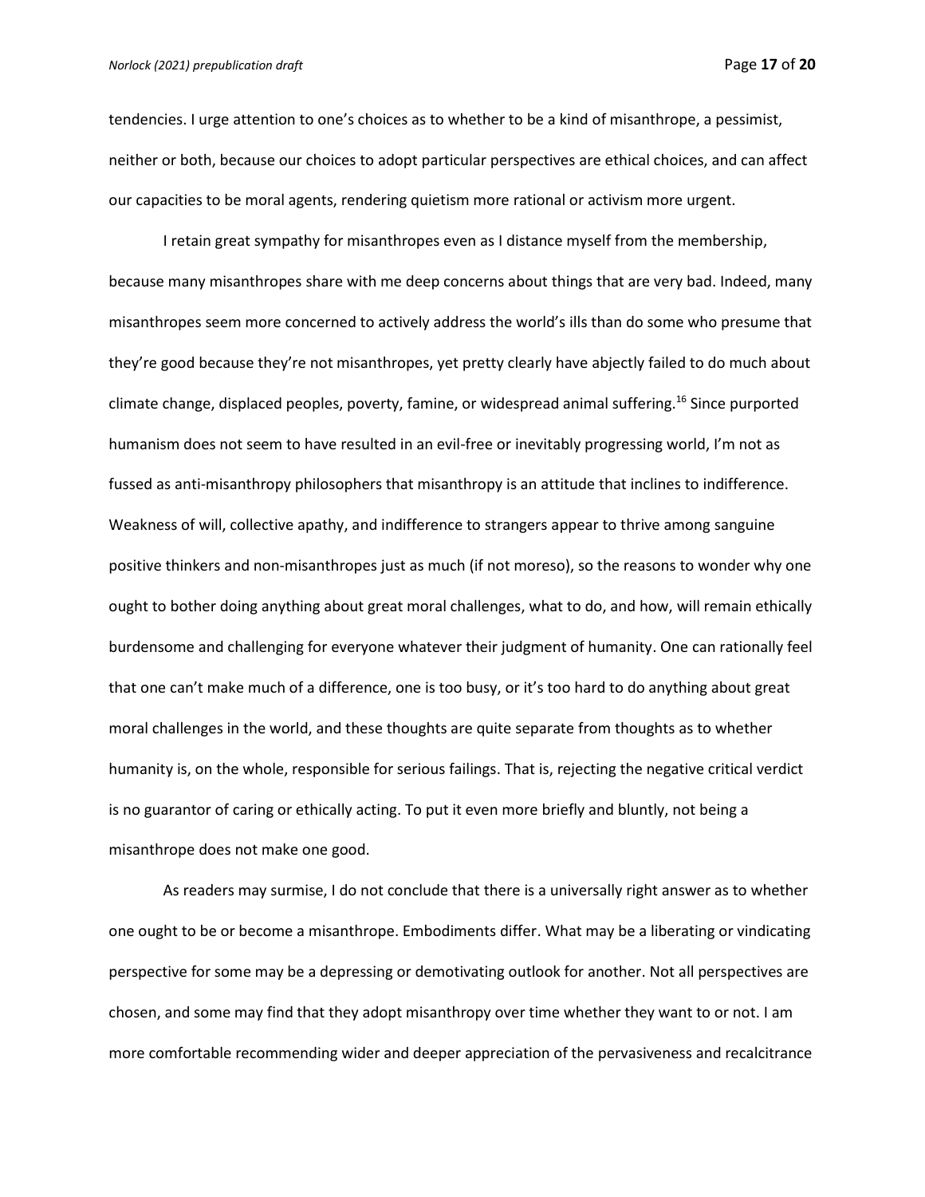tendencies. I urge attention to one's choices as to whether to be a kind of misanthrope, a pessimist, neither or both, because our choices to adopt particular perspectives are ethical choices, and can affect our capacities to be moral agents, rendering quietism more rational or activism more urgent.

I retain great sympathy for misanthropes even as I distance myself from the membership, because many misanthropes share with me deep concerns about things that are very bad. Indeed, many misanthropes seem more concerned to actively address the world's ills than do some who presume that they're good because they're not misanthropes, yet pretty clearly have abjectly failed to do much about climate change, displaced peoples, poverty, famine, or widespread animal suffering.[16] Since purported humanism does not seem to have resulted in an evil-free or inevitably progressing world, I'm not as fussed as anti-misanthropy philosophers that misanthropy is an attitude that inclines to indifference. Weakness of will, collective apathy, and indifference to strangers appear to thrive among sanguine positive thinkers and non-misanthropes just as much (if not moreso), so the reasons to wonder why one ought to bother doing anything about great moral challenges, what to do, and how, will remain ethically burdensome and challenging for everyone whatever their judgment of humanity. One can rationally feel that one can't make much of a difference, one is too busy, or it's too hard to do anything about great moral challenges in the world, and these thoughts are quite separate from thoughts as to whether humanity is, on the whole, responsible for serious failings. That is, rejecting the negative critical verdict is no guarantor of caring or ethically acting. To put it even more briefly and bluntly, not being a misanthrope does not make one good.

As readers may surmise, I do not conclude that there is a universally right answer as to whether one ought to be or become a misanthrope. Embodiments differ. What may be a liberating or vindicating perspective for some may be a depressing or demotivating outlook for another. Not all perspectives are chosen, and some may find that they adopt misanthropy over time whether they want to or not. I am more comfortable recommending wider and deeper appreciation of the pervasiveness and recalcitrance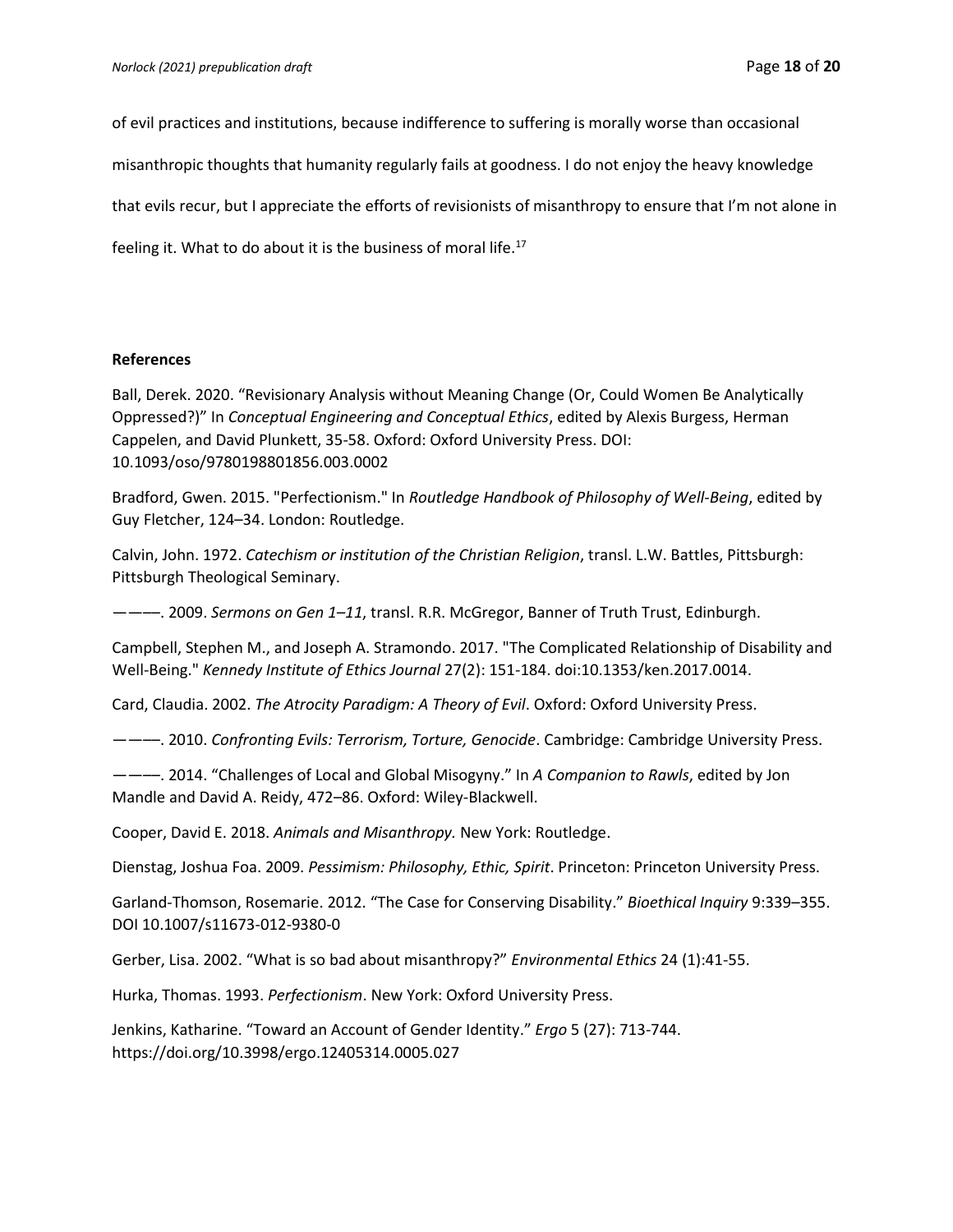of evil practices and institutions, because indifference to suffering is morally worse than occasional misanthropic thoughts that humanity regularly fails at goodness. I do not enjoy the heavy knowledge that evils recur, but I appreciate the efforts of revisionists of misanthropy to ensure that I'm not alone in feeling it. What to do about it is the business of moral life.[17]

**References**

Ball, Derek. 2020. "Revisionary Analysis without Meaning Change (Or, Could Women Be Analytically Oppressed?)" In *Conceptual Engineering and Conceptual Ethics*, edited by Alexis Burgess, Herman Cappelen, and David Plunkett, 35-58. Oxford: Oxford University Press. DOI: 10.1093/oso/9780198801856.003.0002

Bradford, Gwen. 2015. "Perfectionism." In *Routledge Handbook of Philosophy of Well-Being*, edited by Guy Fletcher, 124–34. London: Routledge.

Calvin, John. 1972. *Catechism or institution of the Christian Religion*, transl. L.W. Battles, Pittsburgh: Pittsburgh Theological Seminary.

———. 2009. *Sermons on Gen 1–11*, transl. R.R. McGregor, Banner of Truth Trust, Edinburgh.

Campbell, Stephen M., and Joseph A. Stramondo. 2017. "The Complicated Relationship of Disability and Well-Being." *Kennedy Institute of Ethics Journal* 27(2): 151-184. doi:10.1353/ken.2017.0014.

Card, Claudia. 2002. *The Atrocity Paradigm: A Theory of Evil*. Oxford: Oxford University Press.

———. 2010. *Confronting Evils: Terrorism, Torture, Genocide*. Cambridge: Cambridge University Press.

———. 2014. "Challenges of Local and Global Misogyny." In *A Companion to Rawls*, edited by Jon Mandle and David A. Reidy, 472–86. Oxford: Wiley-Blackwell.

Cooper, David E. 2018. *Animals and Misanthropy.* New York: Routledge.

Dienstag, Joshua Foa. 2009. *Pessimism: Philosophy, Ethic, Spirit*. Princeton: Princeton University Press.

Garland-Thomson, Rosemarie. 2012. "The Case for Conserving Disability." *Bioethical Inquiry* 9:339–355. DOI 10.1007/s11673-012-9380-0

Gerber, Lisa. 2002. "What is so bad about misanthropy?" *Environmental Ethics* 24 (1):41-55.

Hurka, Thomas. 1993. *Perfectionism*. New York: Oxford University Press.

Jenkins, Katharine. "Toward an Account of Gender Identity." *Ergo* 5 (27): 713-744. https://doi.org/10.3998/ergo.12405314.0005.027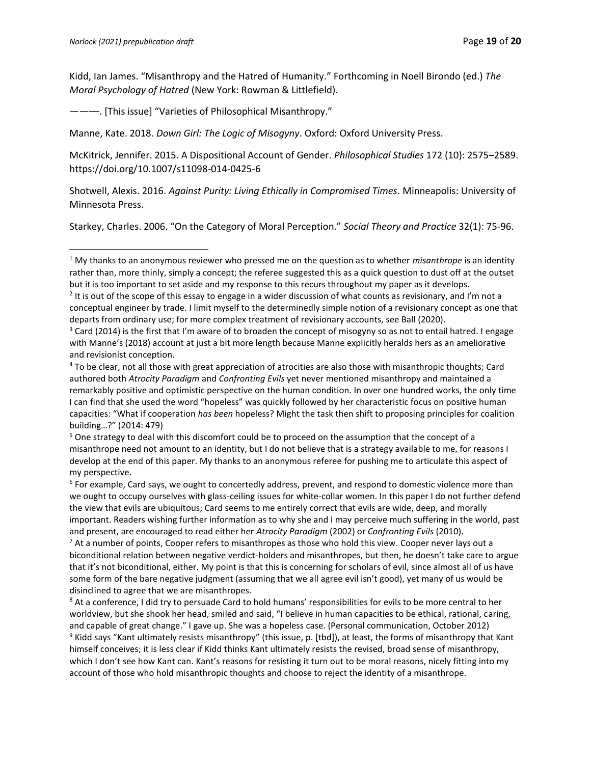Kidd, Ian James. "Misanthropy and the Hatred of Humanity." Forthcoming in Noell Birondo (ed.) *The Moral Psychology of Hatred* (New York: Rowman & Littlefield).

———. [This issue] "Varieties of Philosophical Misanthropy."

Manne, Kate. 2018. *Down Girl: The Logic of Misogyny*. Oxford: Oxford University Press.

McKitrick, Jennifer. 2015. A Dispositional Account of Gender. *Philosophical Studies* 172 (10): 2575–2589. https://doi.org/10.1007/s11098-014-0425-6

Shotwell, Alexis. 2016. *Against Purity: Living Ethically in Compromised Times*. Minneapolis: University of Minnesota Press.

Starkey, Charles. 2006. "On the Category of Moral Perception." *Social Theory and Practice* 32(1): 75-96.

---

[1] My thanks to an anonymous reviewer who pressed me on the question as to whether *misanthrope* is an identity rather than, more thinly, simply a concept; the referee suggested this as a quick question to dust off at the outset but it is too important to set aside and my response to this recurs throughout my paper as it develops.

[2] It is out of the scope of this essay to engage in a wider discussion of what counts as revisionary, and I'm not a conceptual engineer by trade. I limit myself to the determinedly simple notion of a revisionary concept as one that departs from ordinary use; for more complex treatment of revisionary accounts, see Ball (2020).

[3] Card (2014) is the first that I'm aware of to broaden the concept of misogyny so as not to entail hatred. I engage with Manne's (2018) account at just a bit more length because Manne explicitly heralds hers as an ameliorative and revisionist conception.

[4] To be clear, not all those with great appreciation of atrocities are also those with misanthropic thoughts; Card authored both *Atrocity Paradigm* and *Confronting Evils* yet never mentioned misanthropy and maintained a remarkably positive and optimistic perspective on the human condition. In over one hundred works, the only time I can find that she used the word "hopeless" was quickly followed by her characteristic focus on positive human capacities: "What if cooperation *has been* hopeless? Might the task then shift to proposing principles for coalition building…?" (2014: 479)

[5] One strategy to deal with this discomfort could be to proceed on the assumption that the concept of a misanthrope need not amount to an identity, but I do not believe that is a strategy available to me, for reasons I develop at the end of this paper. My thanks to an anonymous referee for pushing me to articulate this aspect of my perspective.

[6] For example, Card says, we ought to concertedly address, prevent, and respond to domestic violence more than we ought to occupy ourselves with glass-ceiling issues for white-collar women. In this paper I do not further defend the view that evils are ubiquitous; Card seems to me entirely correct that evils are wide, deep, and morally important. Readers wishing further information as to why she and I may perceive much suffering in the world, past and present, are encouraged to read either her *Atrocity Paradigm* (2002) or *Confronting Evils* (2010).

[7] At a number of points, Cooper refers to misanthropes as those who hold this view. Cooper never lays out a biconditional relation between negative verdict-holders and misanthropes, but then, he doesn't take care to argue that it's not biconditional, either. My point is that this is concerning for scholars of evil, since almost all of us have some form of the bare negative judgment (assuming that we all agree evil isn't good), yet many of us would be disinclined to agree that we are misanthropes.

[8] At a conference, I did try to persuade Card to hold humans' responsibilities for evils to be more central to her worldview, but she shook her head, smiled and said, "I believe in human capacities to be ethical, rational, caring, and capable of great change." I gave up. She was a hopeless case. (Personal communication, October 2012)

[9] Kidd says "Kant ultimately resists misanthropy" (this issue, p. [tbd]), at least, the forms of misanthropy that Kant himself conceives; it is less clear if Kidd thinks Kant ultimately resists the revised, broad sense of misanthropy, which I don't see how Kant can. Kant's reasons for resisting it turn out to be moral reasons, nicely fitting into my account of those who hold misanthropic thoughts and choose to reject the identity of a misanthrope.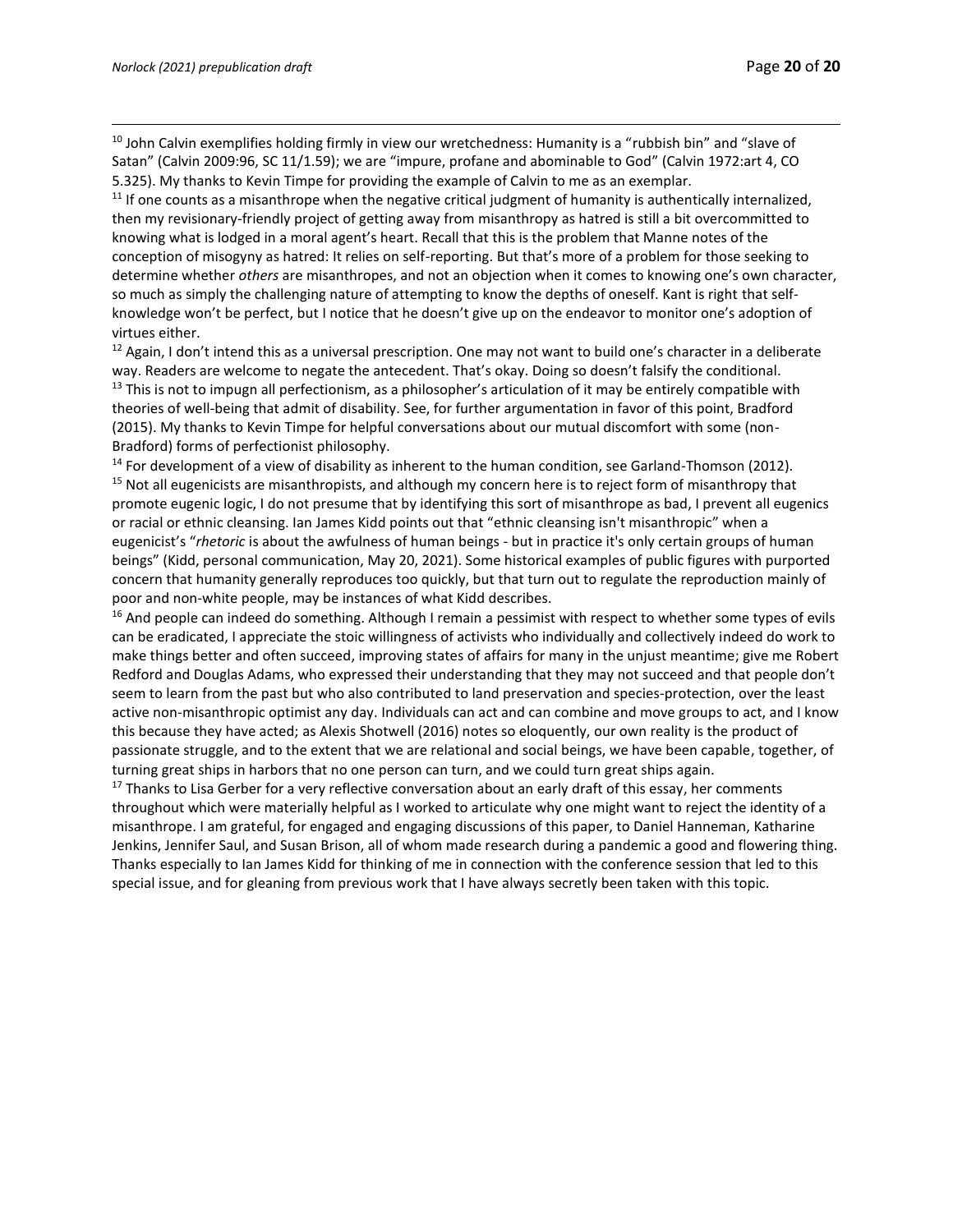[10] John Calvin exemplifies holding firmly in view our wretchedness: Humanity is a "rubbish bin" and "slave of Satan" (Calvin 2009:96, SC 11/1.59); we are "impure, profane and abominable to God" (Calvin 1972:art 4, CO 5.325). My thanks to Kevin Timpe for providing the example of Calvin to me as an exemplar.

[11] If one counts as a misanthrope when the negative critical judgment of humanity is authentically internalized, then my revisionary-friendly project of getting away from misanthropy as hatred is still a bit overcommitted to knowing what is lodged in a moral agent's heart. Recall that this is the problem that Manne notes of the conception of misogyny as hatred: It relies on self-reporting. But that's more of a problem for those seeking to determine whether *others* are misanthropes, and not an objection when it comes to knowing one's own character, so much as simply the challenging nature of attempting to know the depths of oneself. Kant is right that self-knowledge won't be perfect, but I notice that he doesn't give up on the endeavor to monitor one's adoption of virtues either.

[12] Again, I don't intend this as a universal prescription. One may not want to build one's character in a deliberate way. Readers are welcome to negate the antecedent. That's okay. Doing so doesn't falsify the conditional.

[13] This is not to impugn all perfectionism, as a philosopher's articulation of it may be entirely compatible with theories of well-being that admit of disability. See, for further argumentation in favor of this point, Bradford (2015). My thanks to Kevin Timpe for helpful conversations about our mutual discomfort with some (non-Bradford) forms of perfectionist philosophy.

[14] For development of a view of disability as inherent to the human condition, see Garland-Thomson (2012).

[15] Not all eugenicists are misanthropists, and although my concern here is to reject form of misanthropy that promote eugenic logic, I do not presume that by identifying this sort of misanthrope as bad, I prevent all eugenics or racial or ethnic cleansing. Ian James Kidd points out that "ethnic cleansing isn't misanthropic" when a eugenicist's "*rhetoric* is about the awfulness of human beings - but in practice it's only certain groups of human beings" (Kidd, personal communication, May 20, 2021). Some historical examples of public figures with purported concern that humanity generally reproduces too quickly, but that turn out to regulate the reproduction mainly of poor and non-white people, may be instances of what Kidd describes.

[16] And people can indeed do something. Although I remain a pessimist with respect to whether some types of evils can be eradicated, I appreciate the stoic willingness of activists who individually and collectively indeed do work to make things better and often succeed, improving states of affairs for many in the unjust meantime; give me Robert Redford and Douglas Adams, who expressed their understanding that they may not succeed and that people don't seem to learn from the past but who also contributed to land preservation and species-protection, over the least active non-misanthropic optimist any day. Individuals can act and can combine and move groups to act, and I know this because they have acted; as Alexis Shotwell (2016) notes so eloquently, our own reality is the product of passionate struggle, and to the extent that we are relational and social beings, we have been capable, together, of turning great ships in harbors that no one person can turn, and we could turn great ships again.

[17] Thanks to Lisa Gerber for a very reflective conversation about an early draft of this essay, her comments throughout which were materially helpful as I worked to articulate why one might want to reject the identity of a misanthrope. I am grateful, for engaged and engaging discussions of this paper, to Daniel Hanneman, Katharine Jenkins, Jennifer Saul, and Susan Brison, all of whom made research during a pandemic a good and flowering thing. Thanks especially to Ian James Kidd for thinking of me in connection with the conference session that led to this special issue, and for gleaning from previous work that I have always secretly been taken with this topic.